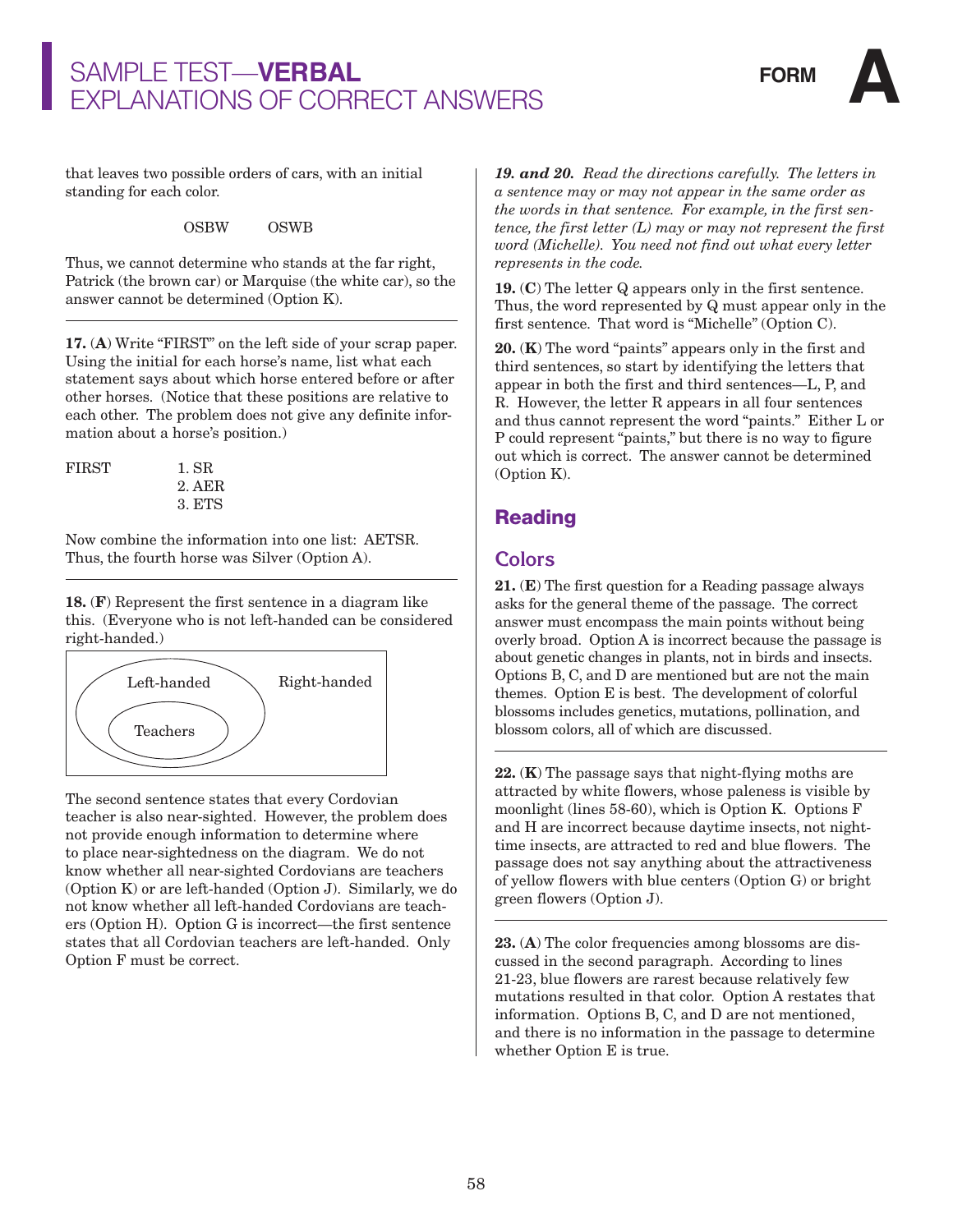that leaves two possible orders of cars, with an initial standing for each color.

OSBW        OSWB

Thus, we cannot determine who stands at the far right, Patrick (the brown car) or Marquise (the white car), so the answer cannot be determined (Option K).

---

**17.** (**A**) Write "FIRST" on the left side of your scrap paper. Using the initial for each horse's name, list what each statement says about which horse entered before or after other horses. (Notice that these positions are relative to each other. The problem does not give any definite information about a horse's position.)

```
FIRST       1. SR
            2. AER
            3. ETS
```

Now combine the information into one list: AETSR. Thus, the fourth horse was Silver (Option A).

---

**18.** (**F**) Represent the first sentence in a diagram like this. (Everyone who is not left-handed can be considered right-handed.)

```
+--------------------------------------------+
|    ( Left-handed                )  Right-handed
|    (     ( Teachers )           )          |
+--------------------------------------------+
```

The second sentence states that every Cordovian teacher is also near-sighted. However, the problem does not provide enough information to determine where to place near-sightedness on the diagram. We do not know whether all near-sighted Cordovians are teachers (Option K) or are left-handed (Option J). Similarly, we do not know whether all left-handed Cordovians are teachers (Option H). Option G is incorrect—the first sentence states that all Cordovian teachers are left-handed. Only Option F must be correct.

***19. and 20.*** *Read the directions carefully. The letters in a sentence may or may not appear in the same order as the words in that sentence. For example, in the first sentence, the first letter (L) may or may not represent the first word (Michelle). You need not find out what every letter represents in the code.*

**19.** (**C**) The letter Q appears only in the first sentence. Thus, the word represented by Q must appear only in the first sentence. That word is "Michelle" (Option C).

**20.** (**K**) The word "paints" appears only in the first and third sentences, so start by identifying the letters that appear in both the first and third sentences—L, P, and R. However, the letter R appears in all four sentences and thus cannot represent the word "paints." Either L or P could represent "paints," but there is no way to figure out which is correct. The answer cannot be determined (Option K).

## Reading

### Colors

**21.** (**E**) The first question for a Reading passage always asks for the general theme of the passage. The correct answer must encompass the main points without being overly broad. Option A is incorrect because the passage is about genetic changes in plants, not in birds and insects. Options B, C, and D are mentioned but are not the main themes. Option E is best. The development of colorful blossoms includes genetics, mutations, pollination, and blossom colors, all of which are discussed.

---

**22.** (**K**) The passage says that night-flying moths are attracted by white flowers, whose paleness is visible by moonlight (lines 58-60), which is Option K. Options F and H are incorrect because daytime insects, not nighttime insects, are attracted to red and blue flowers. The passage does not say anything about the attractiveness of yellow flowers with blue centers (Option G) or bright green flowers (Option J).

---

**23.** (**A**) The color frequencies among blossoms are discussed in the second paragraph. According to lines 21-23, blue flowers are rarest because relatively few mutations resulted in that color. Option A restates that information. Options B, C, and D are not mentioned, and there is no information in the passage to determine whether Option E is true.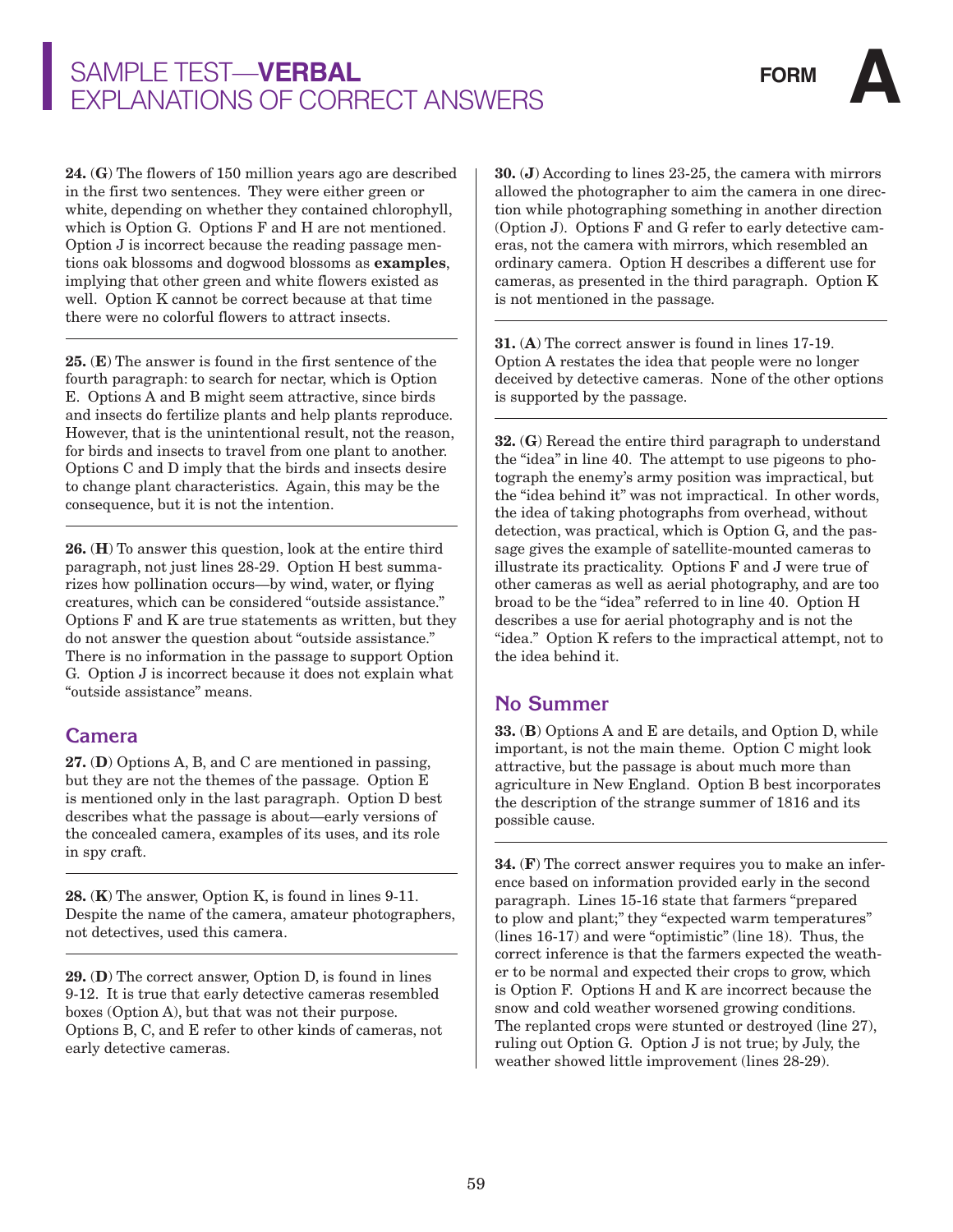# SAMPLE TEST—**VERBAL** EXPLANATIONS OF CORRECT ANSWERS

**FORM A**

**24.** (**G**) The flowers of 150 million years ago are described in the first two sentences. They were either green or white, depending on whether they contained chlorophyll, which is Option G. Options F and H are not mentioned. Option J is incorrect because the reading passage mentions oak blossoms and dogwood blossoms as **examples**, implying that other green and white flowers existed as well. Option K cannot be correct because at that time there were no colorful flowers to attract insects.

**25.** (**E**) The answer is found in the first sentence of the fourth paragraph: to search for nectar, which is Option E. Options A and B might seem attractive, since birds and insects do fertilize plants and help plants reproduce. However, that is the unintentional result, not the reason, for birds and insects to travel from one plant to another. Options C and D imply that the birds and insects desire to change plant characteristics. Again, this may be the consequence, but it is not the intention.

**26.** (**H**) To answer this question, look at the entire third paragraph, not just lines 28-29. Option H best summarizes how pollination occurs—by wind, water, or flying creatures, which can be considered "outside assistance." Options F and K are true statements as written, but they do not answer the question about "outside assistance." There is no information in the passage to support Option G. Option J is incorrect because it does not explain what "outside assistance" means.

## Camera

**27.** (**D**) Options A, B, and C are mentioned in passing, but they are not the themes of the passage. Option E is mentioned only in the last paragraph. Option D best describes what the passage is about—early versions of the concealed camera, examples of its uses, and its role in spy craft.

**28.** (**K**) The answer, Option K, is found in lines 9-11. Despite the name of the camera, amateur photographers, not detectives, used this camera.

**29.** (**D**) The correct answer, Option D, is found in lines 9-12. It is true that early detective cameras resembled boxes (Option A), but that was not their purpose. Options B, C, and E refer to other kinds of cameras, not early detective cameras.

**30.** (**J**) According to lines 23-25, the camera with mirrors allowed the photographer to aim the camera in one direction while photographing something in another direction (Option J). Options F and G refer to early detective cameras, not the camera with mirrors, which resembled an ordinary camera. Option H describes a different use for cameras, as presented in the third paragraph. Option K is not mentioned in the passage.

**31.** (**A**) The correct answer is found in lines 17-19. Option A restates the idea that people were no longer deceived by detective cameras. None of the other options is supported by the passage.

**32.** (**G**) Reread the entire third paragraph to understand the "idea" in line 40. The attempt to use pigeons to photograph the enemy's army position was impractical, but the "idea behind it" was not impractical. In other words, the idea of taking photographs from overhead, without detection, was practical, which is Option G, and the passage gives the example of satellite-mounted cameras to illustrate its practicality. Options F and J were true of other cameras as well as aerial photography, and are too broad to be the "idea" referred to in line 40. Option H describes a use for aerial photography and is not the "idea." Option K refers to the impractical attempt, not to the idea behind it.

## No Summer

**33.** (**B**) Options A and E are details, and Option D, while important, is not the main theme. Option C might look attractive, but the passage is about much more than agriculture in New England. Option B best incorporates the description of the strange summer of 1816 and its possible cause.

**34.** (**F**) The correct answer requires you to make an inference based on information provided early in the second paragraph. Lines 15-16 state that farmers "prepared to plow and plant;" they "expected warm temperatures" (lines 16-17) and were "optimistic" (line 18). Thus, the correct inference is that the farmers expected the weather to be normal and expected their crops to grow, which is Option F. Options H and K are incorrect because the snow and cold weather worsened growing conditions. The replanted crops were stunted or destroyed (line 27), ruling out Option G. Option J is not true; by July, the weather showed little improvement (lines 28-29).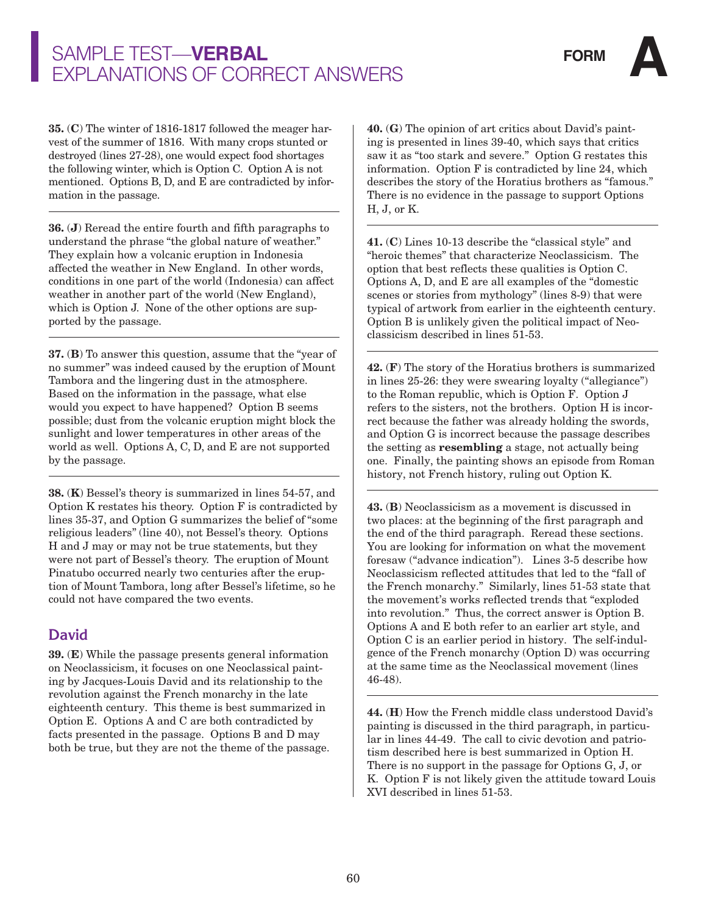**35.** (**C**) The winter of 1816-1817 followed the meager harvest of the summer of 1816. With many crops stunted or destroyed (lines 27-28), one would expect food shortages the following winter, which is Option C. Option A is not mentioned. Options B, D, and E are contradicted by information in the passage.

**36.** (**J**) Reread the entire fourth and fifth paragraphs to understand the phrase "the global nature of weather." They explain how a volcanic eruption in Indonesia affected the weather in New England. In other words, conditions in one part of the world (Indonesia) can affect weather in another part of the world (New England), which is Option J. None of the other options are supported by the passage.

**37.** (**B**) To answer this question, assume that the "year of no summer" was indeed caused by the eruption of Mount Tambora and the lingering dust in the atmosphere. Based on the information in the passage, what else would you expect to have happened? Option B seems possible; dust from the volcanic eruption might block the sunlight and lower temperatures in other areas of the world as well. Options A, C, D, and E are not supported by the passage.

**38.** (**K**) Bessel's theory is summarized in lines 54-57, and Option K restates his theory. Option F is contradicted by lines 35-37, and Option G summarizes the belief of "some religious leaders" (line 40), not Bessel's theory. Options H and J may or may not be true statements, but they were not part of Bessel's theory. The eruption of Mount Pinatubo occurred nearly two centuries after the eruption of Mount Tambora, long after Bessel's lifetime, so he could not have compared the two events.

## David

**39.** (**E**) While the passage presents general information on Neoclassicism, it focuses on one Neoclassical painting by Jacques-Louis David and its relationship to the revolution against the French monarchy in the late eighteenth century. This theme is best summarized in Option E. Options A and C are both contradicted by facts presented in the passage. Options B and D may both be true, but they are not the theme of the passage.

**40.** (**G**) The opinion of art critics about David's painting is presented in lines 39-40, which says that critics saw it as "too stark and severe." Option G restates this information. Option F is contradicted by line 24, which describes the story of the Horatius brothers as "famous." There is no evidence in the passage to support Options H, J, or K.

**41.** (**C**) Lines 10-13 describe the "classical style" and "heroic themes" that characterize Neoclassicism. The option that best reflects these qualities is Option C. Options A, D, and E are all examples of the "domestic scenes or stories from mythology" (lines 8-9) that were typical of artwork from earlier in the eighteenth century. Option B is unlikely given the political impact of Neoclassicism described in lines 51-53.

**42.** (**F**) The story of the Horatius brothers is summarized in lines 25-26: they were swearing loyalty ("allegiance") to the Roman republic, which is Option F. Option J refers to the sisters, not the brothers. Option H is incorrect because the father was already holding the swords, and Option G is incorrect because the passage describes the setting as **resembling** a stage, not actually being one. Finally, the painting shows an episode from Roman history, not French history, ruling out Option K.

**43.** (**B**) Neoclassicism as a movement is discussed in two places: at the beginning of the first paragraph and the end of the third paragraph. Reread these sections. You are looking for information on what the movement foresaw ("advance indication"). Lines 3-5 describe how Neoclassicism reflected attitudes that led to the "fall of the French monarchy." Similarly, lines 51-53 state that the movement's works reflected trends that "exploded into revolution." Thus, the correct answer is Option B. Options A and E both refer to an earlier art style, and Option C is an earlier period in history. The self-indulgence of the French monarchy (Option D) was occurring at the same time as the Neoclassical movement (lines 46-48).

**44.** (**H**) How the French middle class understood David's painting is discussed in the third paragraph, in particular in lines 44-49. The call to civic devotion and patriotism described here is best summarized in Option H. There is no support in the passage for Options G, J, or K. Option F is not likely given the attitude toward Louis XVI described in lines 51-53.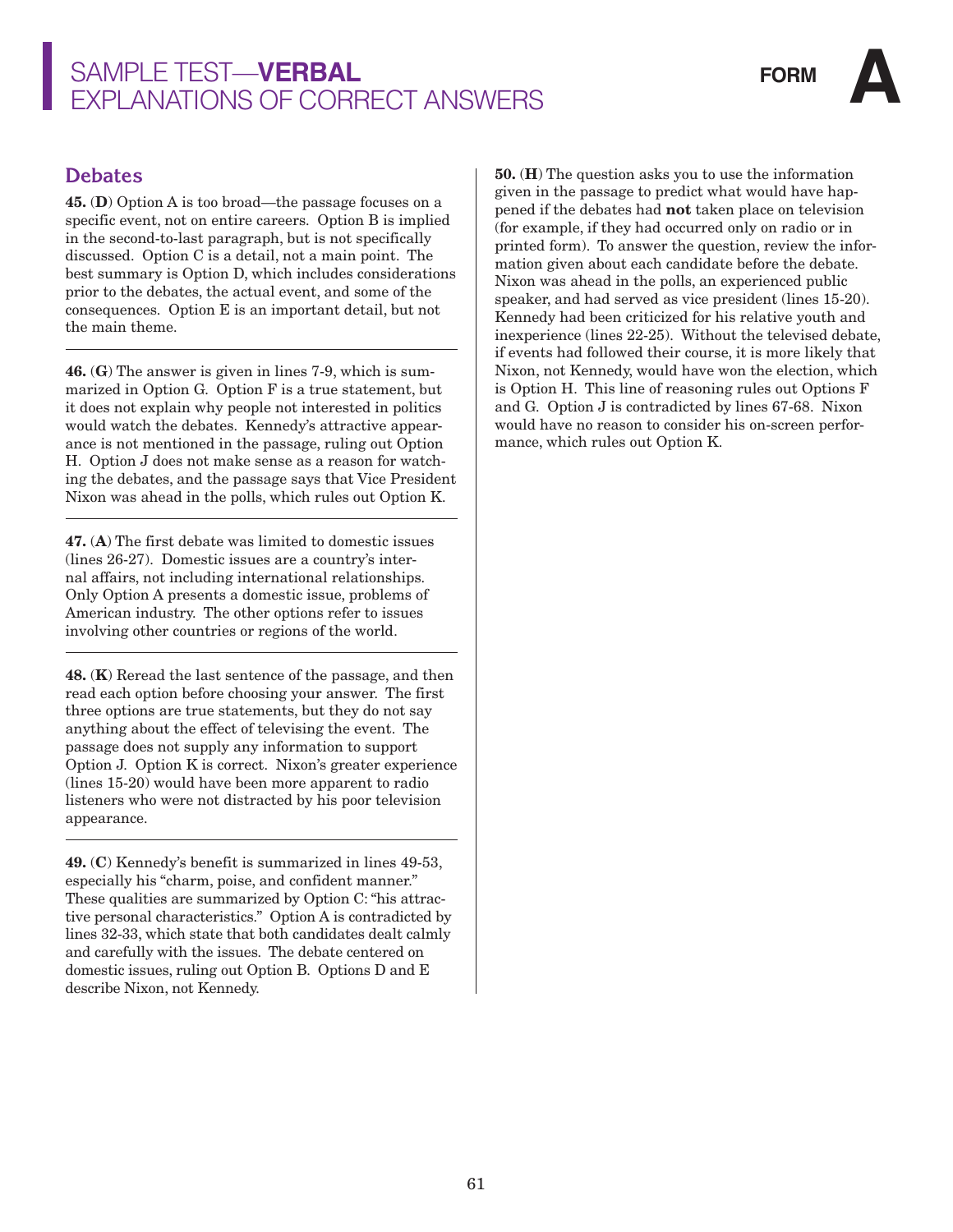# SAMPLE TEST—**VERBAL**
# EXPLANATIONS OF CORRECT ANSWERS

**FORM A**

## Debates

**45.** (**D**) Option A is too broad—the passage focuses on a specific event, not on entire careers. Option B is implied in the second-to-last paragraph, but is not specifically discussed. Option C is a detail, not a main point. The best summary is Option D, which includes considerations prior to the debates, the actual event, and some of the consequences. Option E is an important detail, but not the main theme.

---

**46.** (**G**) The answer is given in lines 7-9, which is summarized in Option G. Option F is a true statement, but it does not explain why people not interested in politics would watch the debates. Kennedy's attractive appearance is not mentioned in the passage, ruling out Option H. Option J does not make sense as a reason for watching the debates, and the passage says that Vice President Nixon was ahead in the polls, which rules out Option K.

---

**47.** (**A**) The first debate was limited to domestic issues (lines 26-27). Domestic issues are a country's internal affairs, not including international relationships. Only Option A presents a domestic issue, problems of American industry. The other options refer to issues involving other countries or regions of the world.

---

**48.** (**K**) Reread the last sentence of the passage, and then read each option before choosing your answer. The first three options are true statements, but they do not say anything about the effect of televising the event. The passage does not supply any information to support Option J. Option K is correct. Nixon's greater experience (lines 15-20) would have been more apparent to radio listeners who were not distracted by his poor television appearance.

---

**49.** (**C**) Kennedy's benefit is summarized in lines 49-53, especially his "charm, poise, and confident manner." These qualities are summarized by Option C: "his attractive personal characteristics." Option A is contradicted by lines 32-33, which state that both candidates dealt calmly and carefully with the issues. The debate centered on domestic issues, ruling out Option B. Options D and E describe Nixon, not Kennedy.

---

**50.** (**H**) The question asks you to use the information given in the passage to predict what would have happened if the debates had **not** taken place on television (for example, if they had occurred only on radio or in printed form). To answer the question, review the information given about each candidate before the debate. Nixon was ahead in the polls, an experienced public speaker, and had served as vice president (lines 15-20). Kennedy had been criticized for his relative youth and inexperience (lines 22-25). Without the televised debate, if events had followed their course, it is more likely that Nixon, not Kennedy, would have won the election, which is Option H. This line of reasoning rules out Options F and G. Option J is contradicted by lines 67-68. Nixon would have no reason to consider his on-screen performance, which rules out Option K.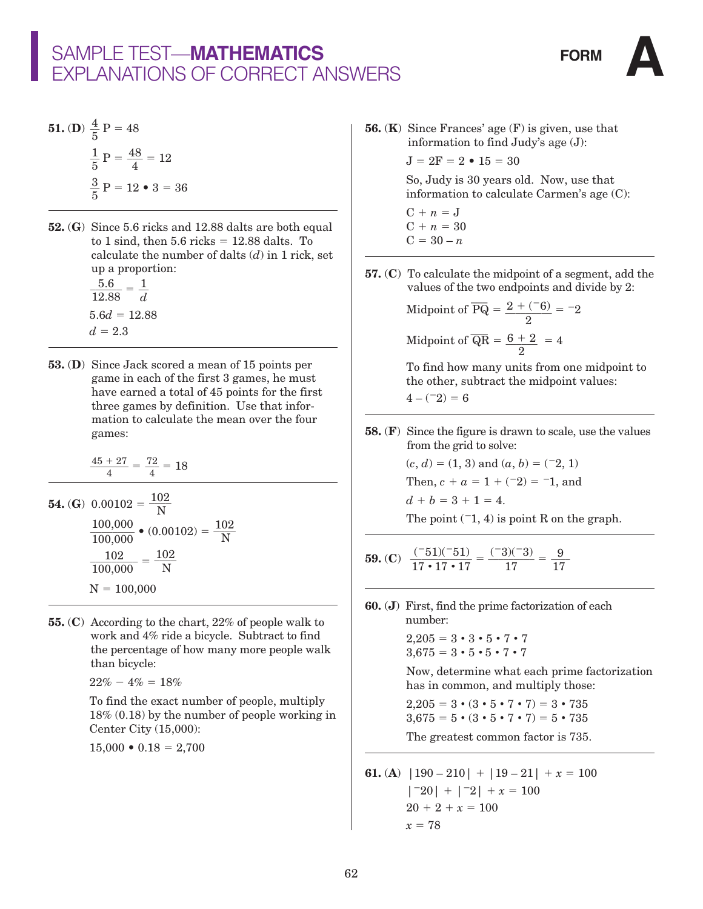# SAMPLE TEST—MATHEMATICS EXPLANATIONS OF CORRECT ANSWERS

**FORM A**

**51. (D)** $\frac{4}{5}P = 48$

$\frac{1}{5}P = \frac{48}{4} = 12$

$\frac{3}{5}P = 12 \bullet 3 = 36$

---

**52. (G)** Since 5.6 ricks and 12.88 dalts are both equal to 1 sind, then 5.6 ricks = 12.88 dalts. To calculate the number of dalts ($d$) in 1 rick, set up a proportion:

$\frac{5.6}{12.88} = \frac{1}{d}$

$5.6d = 12.88$

$d = 2.3$

---

**53. (D)** Since Jack scored a mean of 15 points per game in each of the first 3 games, he must have earned a total of 45 points for the first three games by definition. Use that information to calculate the mean over the four games:

$\frac{45 + 27}{4} = \frac{72}{4} = 18$

---

**54. (G)** $0.00102 = \frac{102}{N}$

$\frac{100{,}000}{100{,}000} \bullet (0.00102) = \frac{102}{N}$

$\frac{102}{100{,}000} = \frac{102}{N}$

$N = 100{,}000$

---

**55. (C)** According to the chart, 22% of people walk to work and 4% ride a bicycle. Subtract to find the percentage of how many more people walk than bicycle:

22% − 4% = 18%

To find the exact number of people, multiply 18% (0.18) by the number of people working in Center City (15,000):

$15{,}000 \bullet 0.18 = 2{,}700$

---

**56. (K)** Since Frances' age (F) is given, use that information to find Judy's age (J):

$J = 2F = 2 \bullet 15 = 30$

So, Judy is 30 years old. Now, use that information to calculate Carmen's age (C):

$C + n = J$

$C + n = 30$

$C = 30 - n$

---

**57. (C)** To calculate the midpoint of a segment, add the values of the two endpoints and divide by 2:

Midpoint of $\overline{PQ} = \frac{2 + (^-6)}{2} = {}^-2$

Midpoint of $\overline{QR} = \frac{6 + 2}{2} = 4$

To find how many units from one midpoint to the other, subtract the midpoint values:

$4 - (^-2) = 6$

---

**58. (F)** Since the figure is drawn to scale, use the values from the grid to solve:

$(c, d) = (1, 3)$ and $(a, b) = (^-2, 1)$

Then, $c + a = 1 + (^-2) = {}^-1$, and

$d + b = 3 + 1 = 4$.

The point $(^-1, 4)$ is point R on the graph.

---

**59. (C)** $\frac{(^-51)(^-51)}{17 \bullet 17 \bullet 17} = \frac{(^-3)(^-3)}{17} = \frac{9}{17}$

---

**60. (J)** First, find the prime factorization of each number:

$2{,}205 = 3 \bullet 3 \bullet 5 \bullet 7 \bullet 7$

$3{,}675 = 3 \bullet 5 \bullet 5 \bullet 7 \bullet 7$

Now, determine what each prime factorization has in common, and multiply those:

$2{,}205 = 3 \bullet (3 \bullet 5 \bullet 7 \bullet 7) = 3 \bullet 735$

$3{,}675 = 5 \bullet (3 \bullet 5 \bullet 7 \bullet 7) = 5 \bullet 735$

The greatest common factor is 735.

---

**61. (A)** $|190 - 210| + |19 - 21| + x = 100$

$|^-20| + |^-2| + x = 100$

$20 + 2 + x = 100$

$x = 78$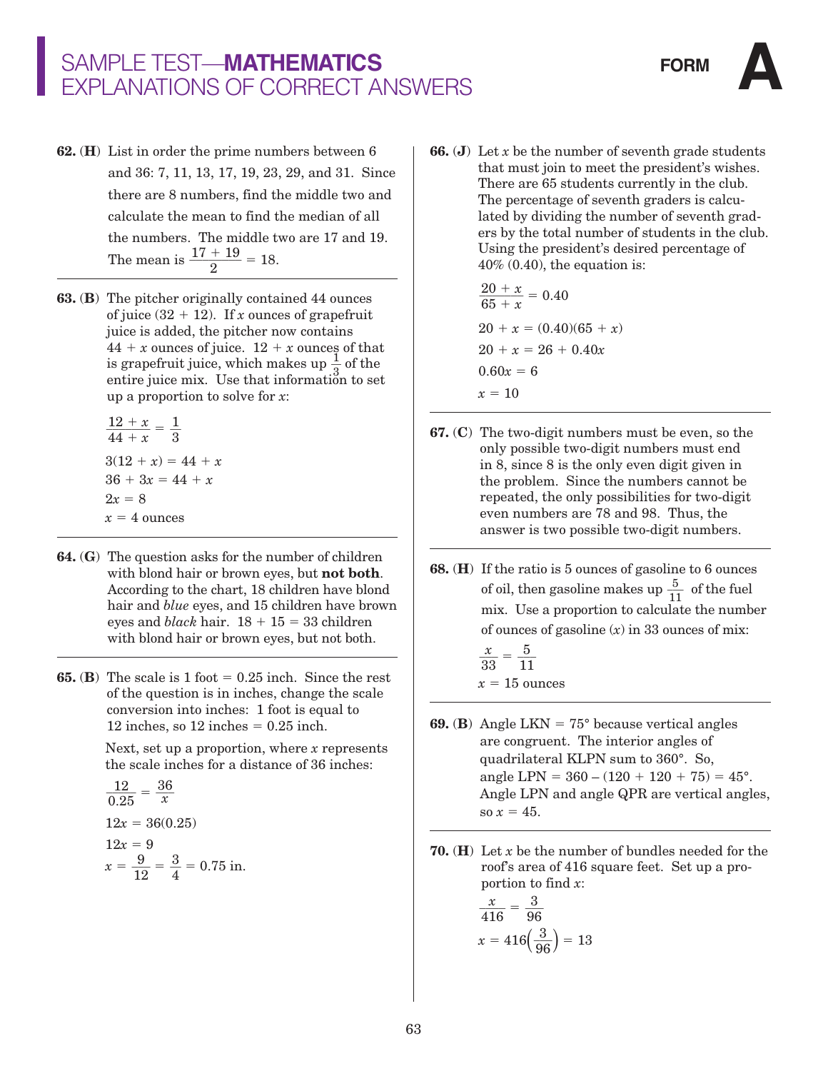# SAMPLE TEST—**MATHEMATICS** EXPLANATIONS OF CORRECT ANSWERS

FORM **A**

**62.** (**H**) List in order the prime numbers between 6 and 36: 7, 11, 13, 17, 19, 23, 29, and 31. Since there are 8 numbers, find the middle two and calculate the mean to find the median of all the numbers. The middle two are 17 and 19. The mean is $\frac{17 + 19}{2} = 18$.

**63.** (**B**) The pitcher originally contained 44 ounces of juice (32 + 12). If $x$ ounces of grapefruit juice is added, the pitcher now contains $44 + x$ ounces of juice. $12 + x$ ounces of that is grapefruit juice, which makes up $\frac{1}{3}$ of the entire juice mix. Use that information to set up a proportion to solve for $x$:

$$\frac{12 + x}{44 + x} = \frac{1}{3}$$

$$3(12 + x) = 44 + x$$

$$36 + 3x = 44 + x$$

$$2x = 8$$

$$x = 4 \text{ ounces}$$

**64.** (**G**) The question asks for the number of children with blond hair or brown eyes, but **not both**. According to the chart, 18 children have blond hair and *blue* eyes, and 15 children have brown eyes and *black* hair. 18 + 15 = 33 children with blond hair or brown eyes, but not both.

**65.** (**B**) The scale is 1 foot = 0.25 inch. Since the rest of the question is in inches, change the scale conversion into inches: 1 foot is equal to 12 inches, so 12 inches = 0.25 inch.

Next, set up a proportion, where $x$ represents the scale inches for a distance of 36 inches:

$$\frac{12}{0.25} = \frac{36}{x}$$

$$12x = 36(0.25)$$

$$12x = 9$$

$$x = \frac{9}{12} = \frac{3}{4} = 0.75 \text{ in.}$$

**66.** (**J**) Let $x$ be the number of seventh grade students that must join to meet the president's wishes. There are 65 students currently in the club. The percentage of seventh graders is calculated by dividing the number of seventh graders by the total number of students in the club. Using the president's desired percentage of 40% (0.40), the equation is:

$$\frac{20 + x}{65 + x} = 0.40$$

$$20 + x = (0.40)(65 + x)$$

$$20 + x = 26 + 0.40x$$

$$0.60x = 6$$

$$x = 10$$

**67.** (**C**) The two-digit numbers must be even, so the only possible two-digit numbers must end in 8, since 8 is the only even digit given in the problem. Since the numbers cannot be repeated, the only possibilities for two-digit even numbers are 78 and 98. Thus, the answer is two possible two-digit numbers.

**68.** (**H**) If the ratio is 5 ounces of gasoline to 6 ounces of oil, then gasoline makes up $\frac{5}{11}$ of the fuel mix. Use a proportion to calculate the number of ounces of gasoline ($x$) in 33 ounces of mix:

$$\frac{x}{33} = \frac{5}{11}$$

$$x = 15 \text{ ounces}$$

**69.** (**B**) Angle LKN = 75° because vertical angles are congruent. The interior angles of quadrilateral KLPN sum to 360°. So, angle LPN = 360 – (120 + 120 + 75) = 45°. Angle LPN and angle QPR are vertical angles, so $x = 45$.

**70.** (**H**) Let $x$ be the number of bundles needed for the roof's area of 416 square feet. Set up a proportion to find $x$:

$$\frac{x}{416} = \frac{3}{96}$$

$$x = 416\left(\frac{3}{96}\right) = 13$$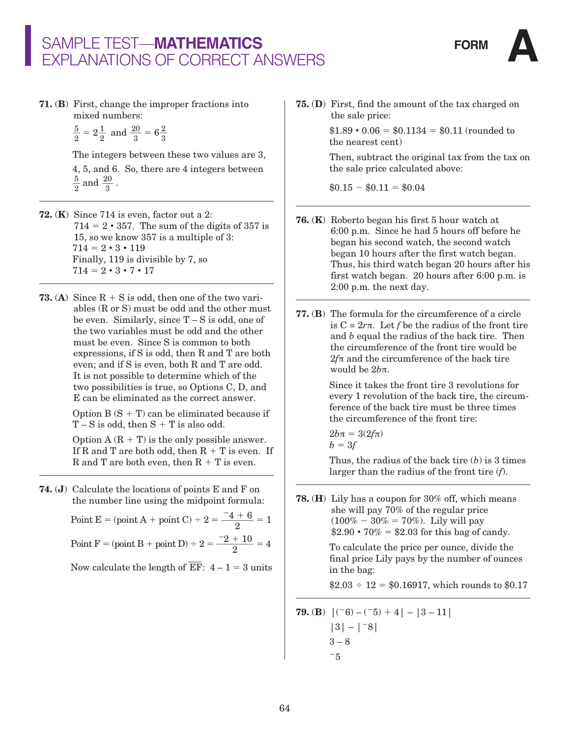**71. (B)** First, change the improper fractions into mixed numbers:

$\frac{5}{2} = 2\frac{1}{2}$ and $\frac{20}{3} = 6\frac{2}{3}$

The integers between these two values are 3, 4, 5, and 6. So, there are 4 integers between $\frac{5}{2}$ and $\frac{20}{3}$.

---

**72. (K)** Since 714 is even, factor out a 2:
$714 = 2 \cdot 357$. The sum of the digits of 357 is 15, so we know 357 is a multiple of 3:
$714 = 2 \cdot 3 \cdot 119$
Finally, 119 is divisible by 7, so
$714 = 2 \cdot 3 \cdot 7 \cdot 17$

---

**73. (A)** Since R + S is odd, then one of the two variables (R or S) must be odd and the other must be even. Similarly, since T – S is odd, one of the two variables must be odd and the other must be even. Since S is common to both expressions, if S is odd, then R and T are both even; and if S is even, both R and T are odd. It is not possible to determine which of the two possibilities is true, so Options C, D, and E can be eliminated as the correct answer.

Option B (S + T) can be eliminated because if T – S is odd, then S + T is also odd.

Option A (R + T) is the only possible answer. If R and T are both odd, then R + T is even. If R and T are both even, then R + T is even.

---

**74. (J)** Calculate the locations of points E and F on the number line using the midpoint formula:

Point E = (point A + point C) ÷ 2 = $\frac{^-4 + 6}{2} = 1$

Point F = (point B + point D) ÷ 2 = $\frac{^-2 + 10}{2} = 4$

Now calculate the length of $\overline{EF}$: 4 – 1 = 3 units

---

**75. (D)** First, find the amount of the tax charged on the sale price:

$1.89 • 0.06 = $0.1134 = $0.11 (rounded to the nearest cent)

Then, subtract the original tax from the tax on the sale price calculated above:

$0.15 − $0.11 = $0.04

---

**76. (K)** Roberto began his first 5 hour watch at 6:00 p.m. Since he had 5 hours off before he began his second watch, the second watch began 10 hours after the first watch began. Thus, his third watch began 20 hours after his first watch began. 20 hours after 6:00 p.m. is 2:00 p.m. the next day.

---

**77. (B)** The formula for the circumference of a circle is $C = 2r\pi$. Let $f$ be the radius of the front tire and $b$ equal the radius of the back tire. Then the circumference of the front tire would be $2f\pi$ and the circumference of the back tire would be $2b\pi$.

Since it takes the front tire 3 revolutions for every 1 revolution of the back tire, the circumference of the back tire must be three times the circumference of the front tire:

$2b\pi = 3(2f\pi)$
$b = 3f$

Thus, the radius of the back tire ($b$) is 3 times larger than the radius of the front tire ($f$).

---

**78. (H)** Lily has a coupon for 30% off, which means she will pay 70% of the regular price (100% − 30% = 70%). Lily will pay $2.90 • 70% = $2.03 for this bag of candy.

To calculate the price per ounce, divide the final price Lily pays by the number of ounces in the bag:

$2.03 ÷ 12 = $0.16917, which rounds to $0.17

---

**79. (B)** $|(^-6) - (^-5) + 4| - |3 - 11|$

$|3| - |^-8|$

$3 - 8$

$^-5$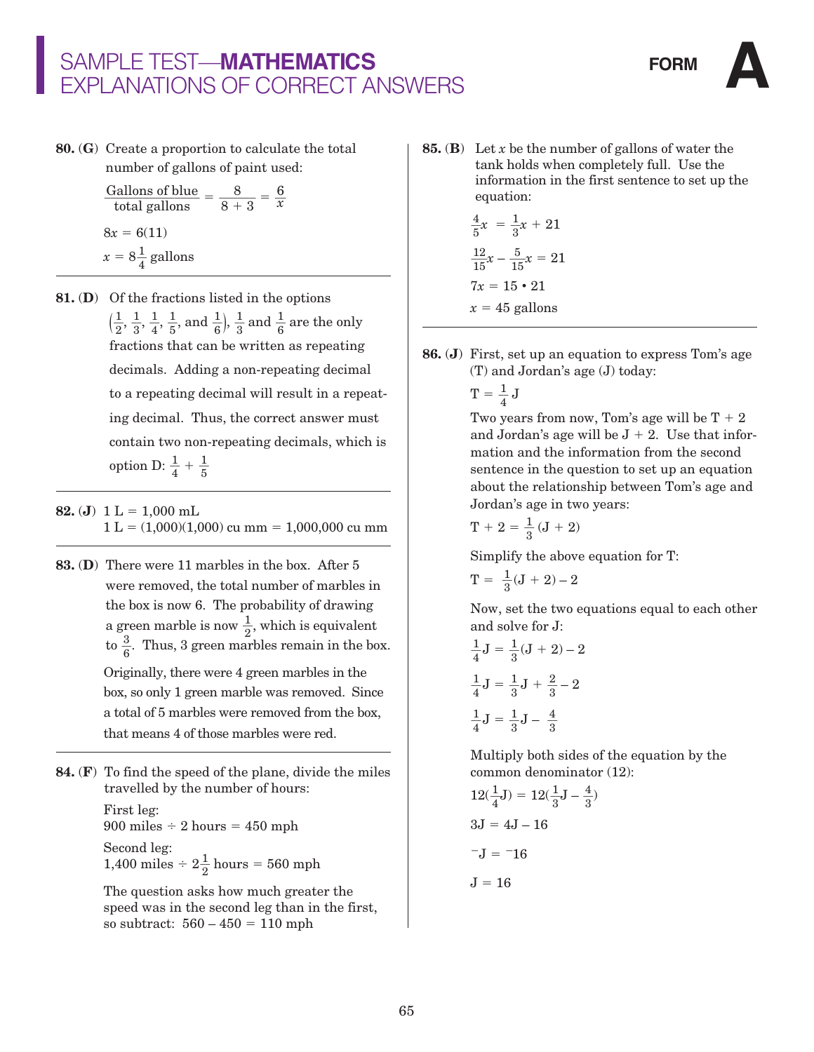# SAMPLE TEST—**MATHEMATICS**
## EXPLANATIONS OF CORRECT ANSWERS

**FORM A**

**80. (G)** Create a proportion to calculate the total number of gallons of paint used:

$$\frac{\text{Gallons of blue}}{\text{total gallons}} = \frac{8}{8+3} = \frac{6}{x}$$

$$8x = 6(11)$$

$$x = 8\frac{1}{4} \text{ gallons}$$

---

**81. (D)** Of the fractions listed in the options $\left(\frac{1}{2}, \frac{1}{3}, \frac{1}{4}, \frac{1}{5}, \text{and } \frac{1}{6}\right)$, $\frac{1}{3}$ and $\frac{1}{6}$ are the only fractions that can be written as repeating decimals. Adding a non-repeating decimal to a repeating decimal will result in a repeating decimal. Thus, the correct answer must contain two non-repeating decimals, which is option D: $\frac{1}{4} + \frac{1}{5}$

---

**82. (J)** 1 L = 1,000 mL
1 L = (1,000)(1,000) cu mm = 1,000,000 cu mm

---

**83. (D)** There were 11 marbles in the box. After 5 were removed, the total number of marbles in the box is now 6. The probability of drawing a green marble is now $\frac{1}{2}$, which is equivalent to $\frac{3}{6}$. Thus, 3 green marbles remain in the box.

Originally, there were 4 green marbles in the box, so only 1 green marble was removed. Since a total of 5 marbles were removed from the box, that means 4 of those marbles were red.

---

**84. (F)** To find the speed of the plane, divide the miles travelled by the number of hours:

First leg:
900 miles ÷ 2 hours = 450 mph

Second leg:
1,400 miles ÷ $2\frac{1}{2}$ hours = 560 mph

The question asks how much greater the speed was in the second leg than in the first, so subtract: 560 – 450 = 110 mph

---

**85. (B)** Let $x$ be the number of gallons of water the tank holds when completely full. Use the information in the first sentence to set up the equation:

$$\frac{4}{5}x = \frac{1}{3}x + 21$$

$$\frac{12}{15}x - \frac{5}{15}x = 21$$

$$7x = 15 \cdot 21$$

$$x = 45 \text{ gallons}$$

---

**86. (J)** First, set up an equation to express Tom's age (T) and Jordan's age (J) today:

$$T = \frac{1}{4}J$$

Two years from now, Tom's age will be T + 2 and Jordan's age will be J + 2. Use that information and the information from the second sentence in the question to set up an equation about the relationship between Tom's age and Jordan's age in two years:

$$T + 2 = \frac{1}{3}(J + 2)$$

Simplify the above equation for T:

$$T = \frac{1}{3}(J + 2) - 2$$

Now, set the two equations equal to each other and solve for J:

$$\frac{1}{4}J = \frac{1}{3}(J + 2) - 2$$

$$\frac{1}{4}J = \frac{1}{3}J + \frac{2}{3} - 2$$

$$\frac{1}{4}J = \frac{1}{3}J - \frac{4}{3}$$

Multiply both sides of the equation by the common denominator (12):

$$12\left(\frac{1}{4}J\right) = 12\left(\frac{1}{3}J - \frac{4}{3}\right)$$

$$3J = 4J - 16$$

$$^{-}J = {}^{-}16$$

$$J = 16$$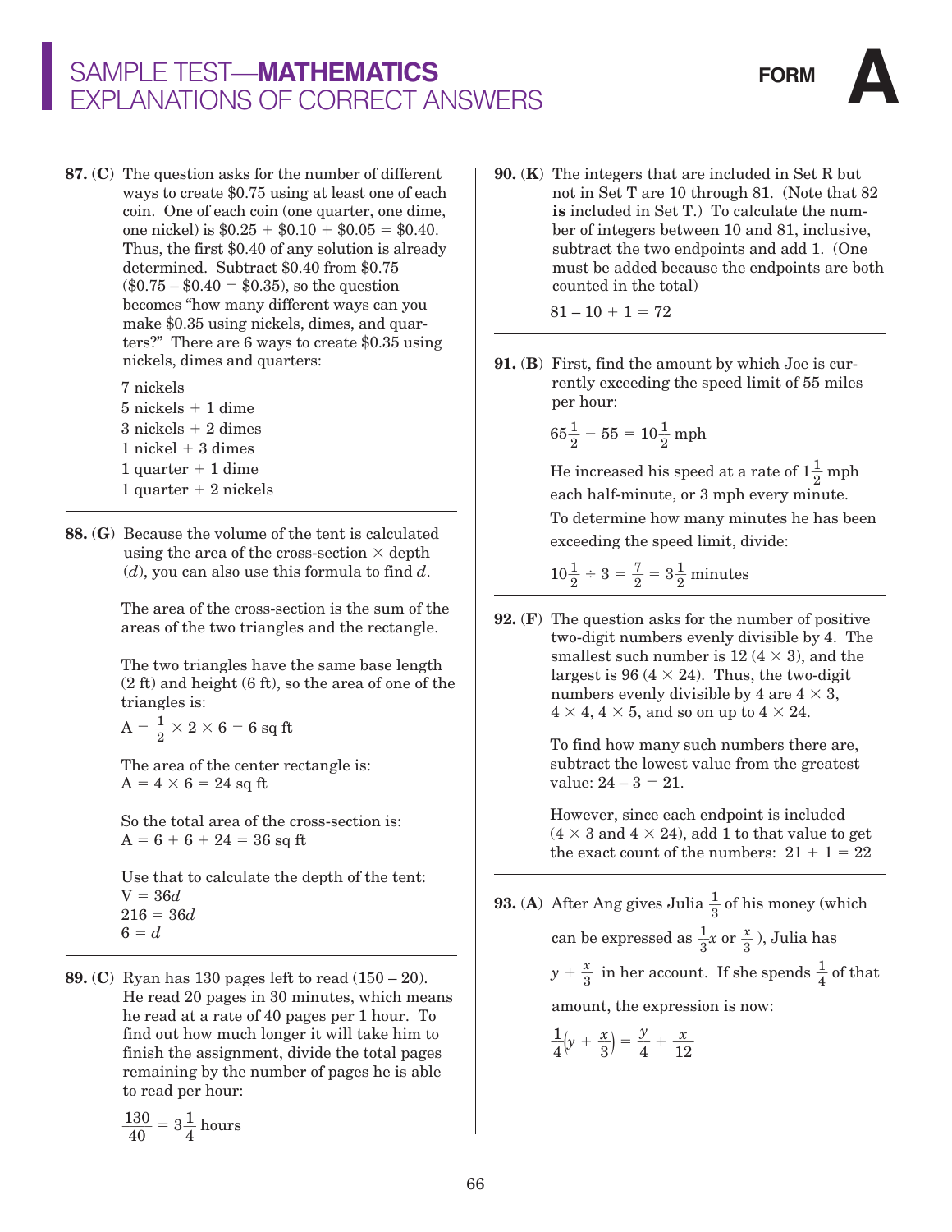# SAMPLE TEST—MATHEMATICS EXPLANATIONS OF CORRECT ANSWERS

**FORM A**

**87. (C)** The question asks for the number of different ways to create \$0.75 using at least one of each coin. One of each coin (one quarter, one dime, one nickel) is \$0.25 + \$0.10 + \$0.05 = \$0.40. Thus, the first \$0.40 of any solution is already determined. Subtract \$0.40 from \$0.75 (\$0.75 – \$0.40 = \$0.35), so the question becomes "how many different ways can you make \$0.35 using nickels, dimes, and quarters?" There are 6 ways to create \$0.35 using nickels, dimes and quarters:

7 nickels
5 nickels + 1 dime
3 nickels + 2 dimes
1 nickel + 3 dimes
1 quarter + 1 dime
1 quarter + 2 nickels

---

**88. (G)** Because the volume of the tent is calculated using the area of the cross-section × depth ($d$), you can also use this formula to find $d$.

The area of the cross-section is the sum of the areas of the two triangles and the rectangle.

The two triangles have the same base length (2 ft) and height (6 ft), so the area of one of the triangles is:

$A = \frac{1}{2} \times 2 \times 6 = 6$ sq ft

The area of the center rectangle is:
$A = 4 \times 6 = 24$ sq ft

So the total area of the cross-section is:
$A = 6 + 6 + 24 = 36$ sq ft

Use that to calculate the depth of the tent:
$V = 36d$
$216 = 36d$
$6 = d$

---

**89. (C)** Ryan has 130 pages left to read (150 – 20). He read 20 pages in 30 minutes, which means he read at a rate of 40 pages per 1 hour. To find out how much longer it will take him to finish the assignment, divide the total pages remaining by the number of pages he is able to read per hour:

$\frac{130}{40} = 3\frac{1}{4}$ hours

---

**90. (K)** The integers that are included in Set R but not in Set T are 10 through 81. (Note that 82 **is** included in Set T.) To calculate the number of integers between 10 and 81, inclusive, subtract the two endpoints and add 1. (One must be added because the endpoints are both counted in the total)

$81 - 10 + 1 = 72$

---

**91. (B)** First, find the amount by which Joe is currently exceeding the speed limit of 55 miles per hour:

$65\frac{1}{2} - 55 = 10\frac{1}{2}$ mph

He increased his speed at a rate of $1\frac{1}{2}$ mph each half-minute, or 3 mph every minute. To determine how many minutes he has been exceeding the speed limit, divide:

$10\frac{1}{2} \div 3 = \frac{7}{2} = 3\frac{1}{2}$ minutes

---

**92. (F)** The question asks for the number of positive two-digit numbers evenly divisible by 4. The smallest such number is 12 (4 × 3), and the largest is 96 (4 × 24). Thus, the two-digit numbers evenly divisible by 4 are 4 × 3, 4 × 4, 4 × 5, and so on up to 4 × 24.

To find how many such numbers there are, subtract the lowest value from the greatest value: 24 – 3 = 21.

However, since each endpoint is included (4 × 3 and 4 × 24), add 1 to that value to get the exact count of the numbers: 21 + 1 = 22

---

**93. (A)** After Ang gives Julia $\frac{1}{3}$ of his money (which can be expressed as $\frac{1}{3}x$ or $\frac{x}{3}$), Julia has $y + \frac{x}{3}$ in her account. If she spends $\frac{1}{4}$ of that amount, the expression is now:

$\frac{1}{4}\left(y + \frac{x}{3}\right) = \frac{y}{4} + \frac{x}{12}$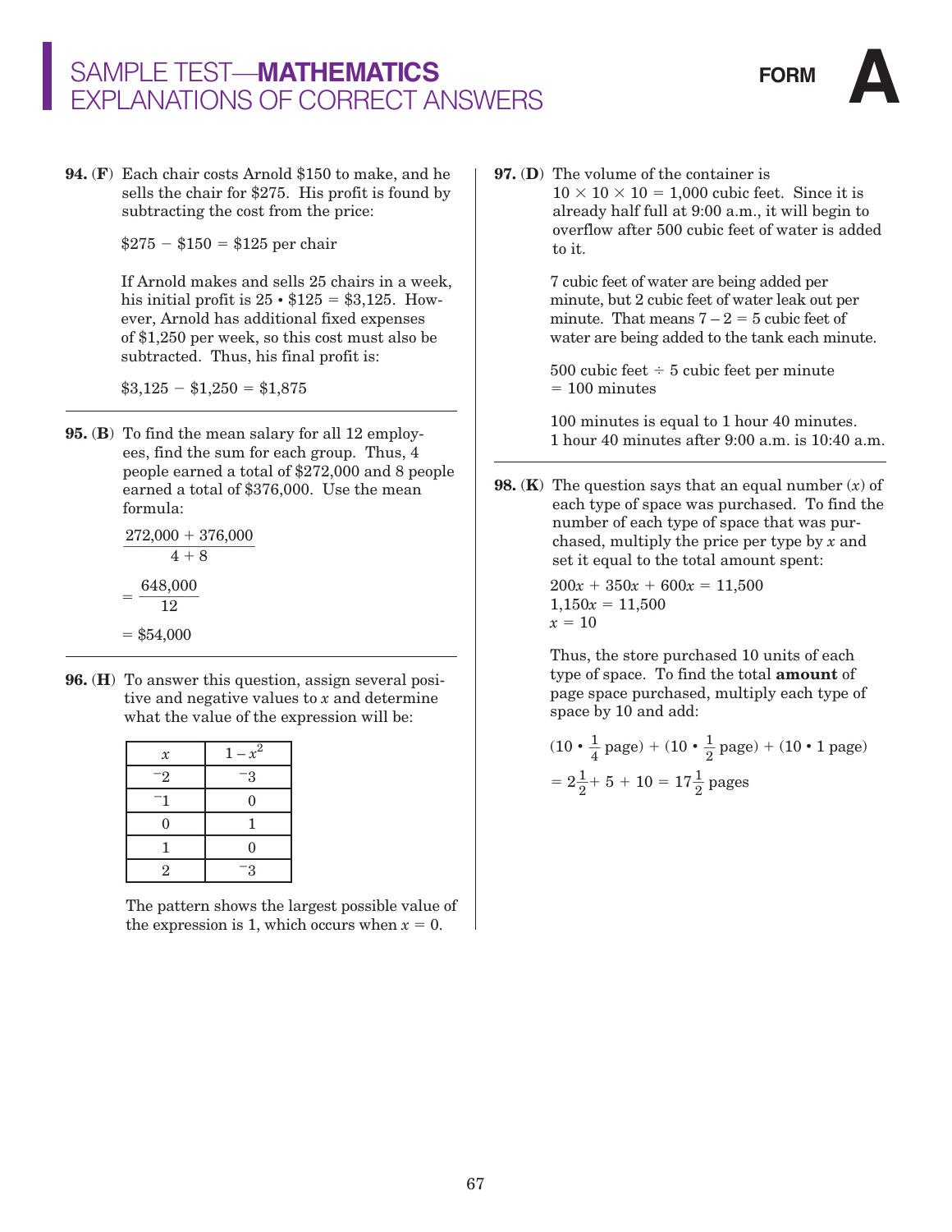**94. (F)** Each chair costs Arnold \$150 to make, and he sells the chair for \$275. His profit is found by subtracting the cost from the price:

\$275 − \$150 = \$125 per chair

If Arnold makes and sells 25 chairs in a week, his initial profit is 25 • \$125 = \$3,125. However, Arnold has additional fixed expenses of \$1,250 per week, so this cost must also be subtracted. Thus, his final profit is:

\$3,125 − \$1,250 = \$1,875

---

**95. (B)** To find the mean salary for all 12 employees, find the sum for each group. Thus, 4 people earned a total of \$272,000 and 8 people earned a total of \$376,000. Use the mean formula:

$$\frac{272{,}000 + 376{,}000}{4 + 8}$$

$$= \frac{648{,}000}{12}$$

$$= \$54{,}000$$

---

**96. (H)** To answer this question, assign several positive and negative values to $x$ and determine what the value of the expression will be:

| $x$ | $1 - x^2$ |
|---|---|
| $^-2$ | $^-3$ |
| $^-1$ | 0 |
| 0 | 1 |
| 1 | 0 |
| 2 | $^-3$ |

The pattern shows the largest possible value of the expression is 1, which occurs when $x = 0$.

---

**97. (D)** The volume of the container is $10 \times 10 \times 10 = 1{,}000$ cubic feet. Since it is already half full at 9:00 a.m., it will begin to overflow after 500 cubic feet of water is added to it.

7 cubic feet of water are being added per minute, but 2 cubic feet of water leak out per minute. That means $7 - 2 = 5$ cubic feet of water are being added to the tank each minute.

500 cubic feet ÷ 5 cubic feet per minute = 100 minutes

100 minutes is equal to 1 hour 40 minutes. 1 hour 40 minutes after 9:00 a.m. is 10:40 a.m.

---

**98. (K)** The question says that an equal number ($x$) of each type of space was purchased. To find the number of each type of space that was purchased, multiply the price per type by $x$ and set it equal to the total amount spent:

$$200x + 350x + 600x = 11{,}500$$
$$1{,}150x = 11{,}500$$
$$x = 10$$

Thus, the store purchased 10 units of each type of space. To find the total **amount** of page space purchased, multiply each type of space by 10 and add:

$$(10 \cdot \tfrac{1}{4} \text{ page}) + (10 \cdot \tfrac{1}{2} \text{ page}) + (10 \cdot 1 \text{ page})$$

$$= 2\tfrac{1}{2} + 5 + 10 = 17\tfrac{1}{2} \text{ pages}$$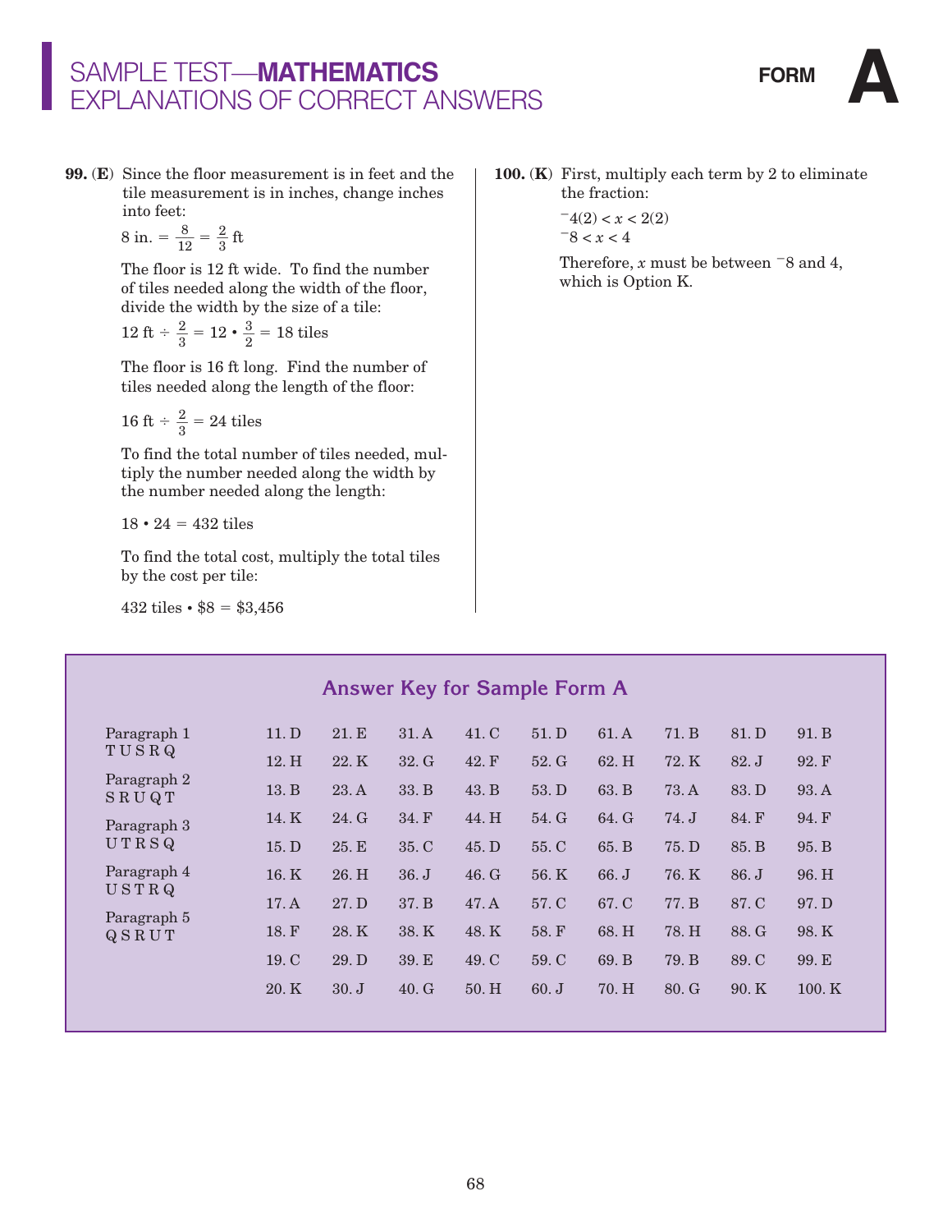# SAMPLE TEST—**MATHEMATICS** EXPLANATIONS OF CORRECT ANSWERS

**FORM A**

**99.** (**E**) Since the floor measurement is in feet and the tile measurement is in inches, change inches into feet:

$8 \text{ in.} = \frac{8}{12} = \frac{2}{3} \text{ ft}$

The floor is 12 ft wide. To find the number of tiles needed along the width of the floor, divide the width by the size of a tile:

$12 \text{ ft} \div \frac{2}{3} = 12 \cdot \frac{3}{2} = 18 \text{ tiles}$

The floor is 16 ft long. Find the number of tiles needed along the length of the floor:

$16 \text{ ft} \div \frac{2}{3} = 24 \text{ tiles}$

To find the total number of tiles needed, multiply the number needed along the width by the number needed along the length:

$18 \cdot 24 = 432 \text{ tiles}$

To find the total cost, multiply the total tiles by the cost per tile:

$432 \text{ tiles} \cdot \$8 = \$3{,}456$

**100.** (**K**) First, multiply each term by 2 to eliminate the fraction:

$^{-}4(2) < x < 2(2)$

$^{-}8 < x < 4$

Therefore, $x$ must be between $^{-}8$ and 4, which is Option K.

## Answer Key for Sample Form A

Paragraph 1
T U S R Q

Paragraph 2
S R U Q T

Paragraph 3
U T R S Q

Paragraph 4
U S T R Q

Paragraph 5
Q S R U T

| | | | | | | | | |
|---|---|---|---|---|---|---|---|---|
| 11. D | 21. E | 31. A | 41. C | 51. D | 61. A | 71. B | 81. D | 91. B |
| 12. H | 22. K | 32. G | 42. F | 52. G | 62. H | 72. K | 82. J | 92. F |
| 13. B | 23. A | 33. B | 43. B | 53. D | 63. B | 73. A | 83. D | 93. A |
| 14. K | 24. G | 34. F | 44. H | 54. G | 64. G | 74. J | 84. F | 94. F |
| 15. D | 25. E | 35. C | 45. D | 55. C | 65. B | 75. D | 85. B | 95. B |
| 16. K | 26. H | 36. J | 46. G | 56. K | 66. J | 76. K | 86. J | 96. H |
| 17. A | 27. D | 37. B | 47. A | 57. C | 67. C | 77. B | 87. C | 97. D |
| 18. F | 28. K | 38. K | 48. K | 58. F | 68. H | 78. H | 88. G | 98. K |
| 19. C | 29. D | 39. E | 49. C | 59. C | 69. B | 79. B | 89. C | 99. E |
| 20. K | 30. J | 40. G | 50. H | 60. J | 70. H | 80. G | 90. K | 100. K |